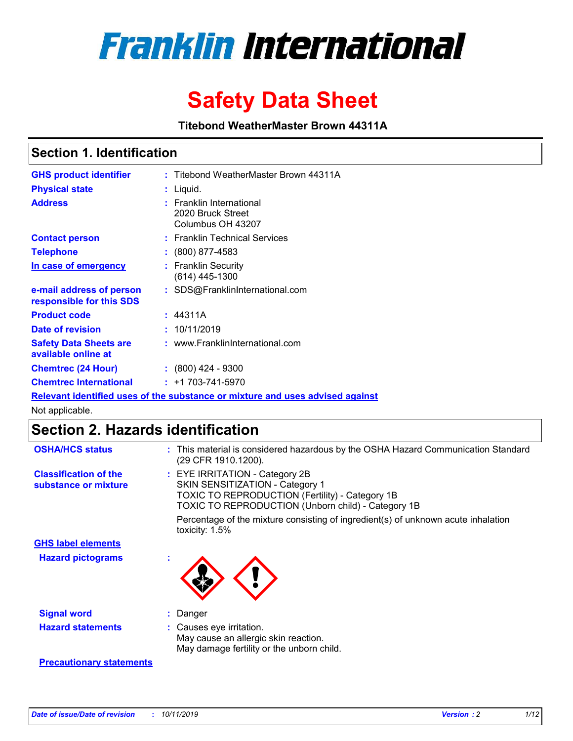# Franklin International

# Safety Data Sheet

**Titebond WeatherMaster Brown 44311A**

## Section 1. Identification

| | | |
|---|---|---|
| **GHS product identifier** | : | Titebond WeatherMaster Brown 44311A |
| **Physical state** | : | Liquid. |
| **Address** | : | Franklin International<br>2020 Bruck Street<br>Columbus OH 43207 |
| **Contact person** | : | Franklin Technical Services |
| **Telephone** | : | (800) 877-4583 |
| **In case of emergency** | : | Franklin Security<br>(614) 445-1300 |
| **e-mail address of person responsible for this SDS** | : | SDS@FranklinInternational.com |
| **Product code** | : | 44311A |
| **Date of revision** | : | 10/11/2019 |
| **Safety Data Sheets are available online at** | : | www.FranklinInternational.com |
| **Chemtrec (24 Hour)** | : | (800) 424 - 9300 |
| **Chemtrec International** | : | +1 703-741-5970 |

**Relevant identified uses of the substance or mixture and uses advised against**

Not applicable.

## Section 2. Hazards identification

**OSHA/HCS status** : This material is considered hazardous by the OSHA Hazard Communication Standard (29 CFR 1910.1200).

**Classification of the substance or mixture** : EYE IRRITATION - Category 2B
SKIN SENSITIZATION - Category 1
TOXIC TO REPRODUCTION (Fertility) - Category 1B
TOXIC TO REPRODUCTION (Unborn child) - Category 1B

Percentage of the mixture consisting of ingredient(s) of unknown acute inhalation toxicity: 1.5%

**GHS label elements**

**Hazard pictograms** :

**Signal word** : Danger

**Hazard statements** : Causes eye irritation.
May cause an allergic skin reaction.
May damage fertility or the unborn child.

**Precautionary statements**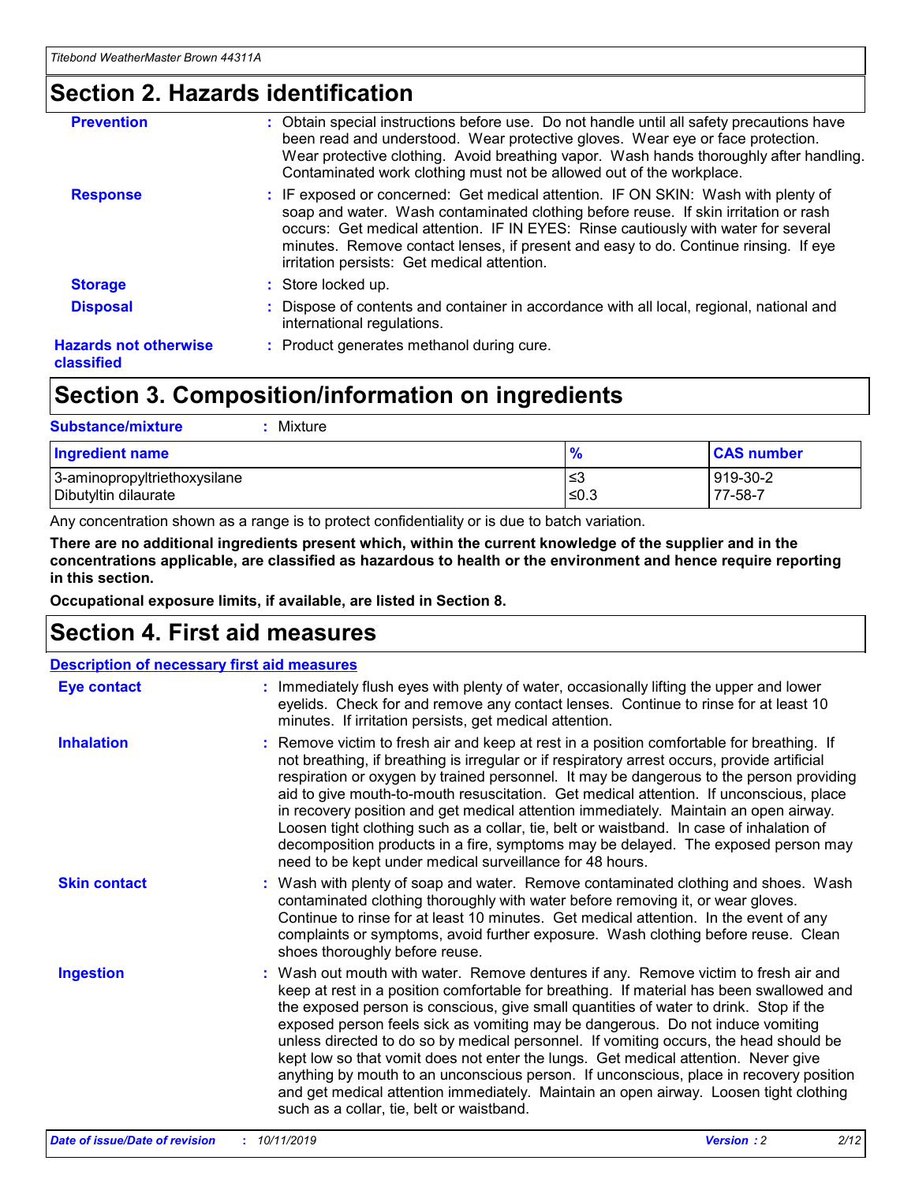## Section 2. Hazards identification

**Prevention** : Obtain special instructions before use. Do not handle until all safety precautions have been read and understood. Wear protective gloves. Wear eye or face protection. Wear protective clothing. Avoid breathing vapor. Wash hands thoroughly after handling. Contaminated work clothing must not be allowed out of the workplace.

**Response** : IF exposed or concerned: Get medical attention. IF ON SKIN: Wash with plenty of soap and water. Wash contaminated clothing before reuse. If skin irritation or rash occurs: Get medical attention. IF IN EYES: Rinse cautiously with water for several minutes. Remove contact lenses, if present and easy to do. Continue rinsing. If eye irritation persists: Get medical attention.

**Storage** : Store locked up.

**Disposal** : Dispose of contents and container in accordance with all local, regional, national and international regulations.

**Hazards not otherwise classified** : Product generates methanol during cure.

## Section 3. Composition/information on ingredients

**Substance/mixture** : Mixture

| Ingredient name | % | CAS number |
|---|---|---|
| 3-aminopropyltriethoxysilane | ≤3 | 919-30-2 |
| Dibutyltin dilaurate | ≤0.3 | 77-58-7 |

Any concentration shown as a range is to protect confidentiality or is due to batch variation.

**There are no additional ingredients present which, within the current knowledge of the supplier and in the concentrations applicable, are classified as hazardous to health or the environment and hence require reporting in this section.**

**Occupational exposure limits, if available, are listed in Section 8.**

## Section 4. First aid measures

**Description of necessary first aid measures**

**Eye contact** : Immediately flush eyes with plenty of water, occasionally lifting the upper and lower eyelids. Check for and remove any contact lenses. Continue to rinse for at least 10 minutes. If irritation persists, get medical attention.

**Inhalation** : Remove victim to fresh air and keep at rest in a position comfortable for breathing. If not breathing, if breathing is irregular or if respiratory arrest occurs, provide artificial respiration or oxygen by trained personnel. It may be dangerous to the person providing aid to give mouth-to-mouth resuscitation. Get medical attention. If unconscious, place in recovery position and get medical attention immediately. Maintain an open airway. Loosen tight clothing such as a collar, tie, belt or waistband. In case of inhalation of decomposition products in a fire, symptoms may be delayed. The exposed person may need to be kept under medical surveillance for 48 hours.

**Skin contact** : Wash with plenty of soap and water. Remove contaminated clothing and shoes. Wash contaminated clothing thoroughly with water before removing it, or wear gloves. Continue to rinse for at least 10 minutes. Get medical attention. In the event of any complaints or symptoms, avoid further exposure. Wash clothing before reuse. Clean shoes thoroughly before reuse.

**Ingestion** : Wash out mouth with water. Remove dentures if any. Remove victim to fresh air and keep at rest in a position comfortable for breathing. If material has been swallowed and the exposed person is conscious, give small quantities of water to drink. Stop if the exposed person feels sick as vomiting may be dangerous. Do not induce vomiting unless directed to do so by medical personnel. If vomiting occurs, the head should be kept low so that vomit does not enter the lungs. Get medical attention. Never give anything by mouth to an unconscious person. If unconscious, place in recovery position and get medical attention immediately. Maintain an open airway. Loosen tight clothing such as a collar, tie, belt or waistband.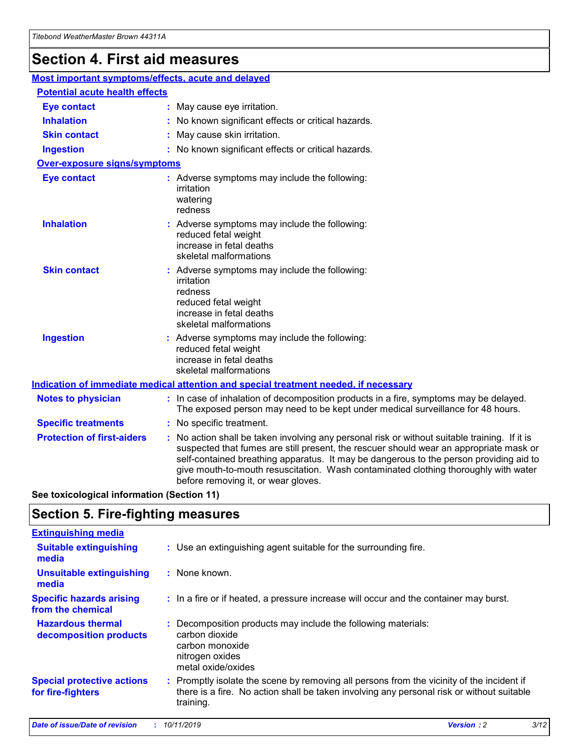# Section 4. First aid measures

## Most important symptoms/effects, acute and delayed

### Potential acute health effects

| | |
|---|---|
| **Eye contact** | : May cause eye irritation. |
| **Inhalation** | : No known significant effects or critical hazards. |
| **Skin contact** | : May cause skin irritation. |
| **Ingestion** | : No known significant effects or critical hazards. |

### Over-exposure signs/symptoms

| | |
|---|---|
| **Eye contact** | : Adverse symptoms may include the following:<br>irritation<br>watering<br>redness |
| **Inhalation** | : Adverse symptoms may include the following:<br>reduced fetal weight<br>increase in fetal deaths<br>skeletal malformations |
| **Skin contact** | : Adverse symptoms may include the following:<br>irritation<br>redness<br>reduced fetal weight<br>increase in fetal deaths<br>skeletal malformations |
| **Ingestion** | : Adverse symptoms may include the following:<br>reduced fetal weight<br>increase in fetal deaths<br>skeletal malformations |

## Indication of immediate medical attention and special treatment needed, if necessary

| | |
|---|---|
| **Notes to physician** | : In case of inhalation of decomposition products in a fire, symptoms may be delayed. The exposed person may need to be kept under medical surveillance for 48 hours. |
| **Specific treatments** | : No specific treatment. |
| **Protection of first-aiders** | : No action shall be taken involving any personal risk or without suitable training. If it is suspected that fumes are still present, the rescuer should wear an appropriate mask or self-contained breathing apparatus. It may be dangerous to the person providing aid to give mouth-to-mouth resuscitation. Wash contaminated clothing thoroughly with water before removing it, or wear gloves. |

**See toxicological information (Section 11)**

# Section 5. Fire-fighting measures

## Extinguishing media

| | |
|---|---|
| **Suitable extinguishing media** | : Use an extinguishing agent suitable for the surrounding fire. |
| **Unsuitable extinguishing media** | : None known. |
| **Specific hazards arising from the chemical** | : In a fire or if heated, a pressure increase will occur and the container may burst. |
| **Hazardous thermal decomposition products** | : Decomposition products may include the following materials:<br>carbon dioxide<br>carbon monoxide<br>nitrogen oxides<br>metal oxide/oxides |
| **Special protective actions for fire-fighters** | : Promptly isolate the scene by removing all persons from the vicinity of the incident if there is a fire. No action shall be taken involving any personal risk or without suitable training. |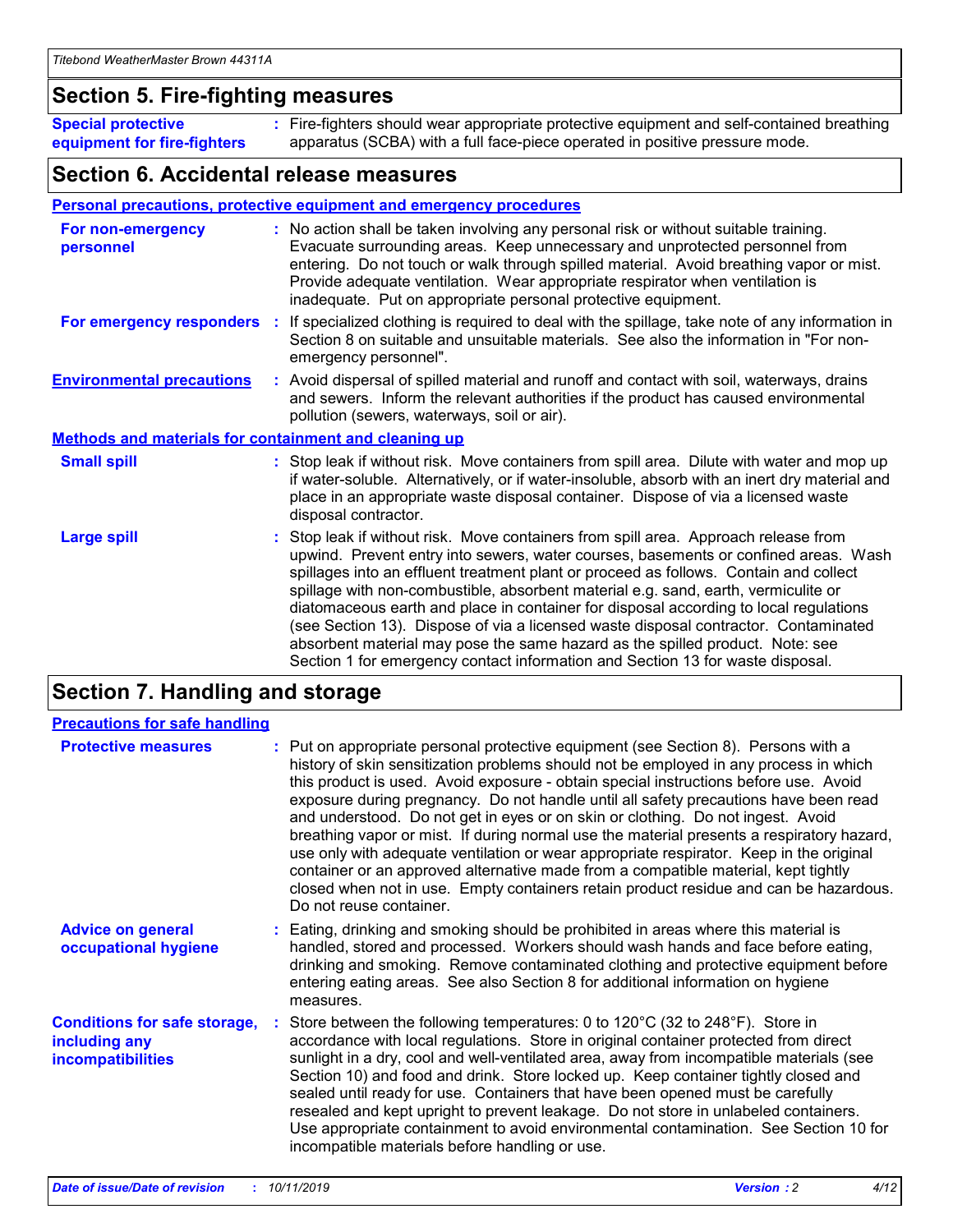## Section 5. Fire-fighting measures

**Special protective equipment for fire-fighters** : Fire-fighters should wear appropriate protective equipment and self-contained breathing apparatus (SCBA) with a full face-piece operated in positive pressure mode.

## Section 6. Accidental release measures

### Personal precautions, protective equipment and emergency procedures

**For non-emergency personnel** : No action shall be taken involving any personal risk or without suitable training. Evacuate surrounding areas. Keep unnecessary and unprotected personnel from entering. Do not touch or walk through spilled material. Avoid breathing vapor or mist. Provide adequate ventilation. Wear appropriate respirator when ventilation is inadequate. Put on appropriate personal protective equipment.

**For emergency responders** : If specialized clothing is required to deal with the spillage, take note of any information in Section 8 on suitable and unsuitable materials. See also the information in "For non-emergency personnel".

**Environmental precautions** : Avoid dispersal of spilled material and runoff and contact with soil, waterways, drains and sewers. Inform the relevant authorities if the product has caused environmental pollution (sewers, waterways, soil or air).

### Methods and materials for containment and cleaning up

**Small spill** : Stop leak if without risk. Move containers from spill area. Dilute with water and mop up if water-soluble. Alternatively, or if water-insoluble, absorb with an inert dry material and place in an appropriate waste disposal container. Dispose of via a licensed waste disposal contractor.

**Large spill** : Stop leak if without risk. Move containers from spill area. Approach release from upwind. Prevent entry into sewers, water courses, basements or confined areas. Wash spillages into an effluent treatment plant or proceed as follows. Contain and collect spillage with non-combustible, absorbent material e.g. sand, earth, vermiculite or diatomaceous earth and place in container for disposal according to local regulations (see Section 13). Dispose of via a licensed waste disposal contractor. Contaminated absorbent material may pose the same hazard as the spilled product. Note: see Section 1 for emergency contact information and Section 13 for waste disposal.

## Section 7. Handling and storage

### Precautions for safe handling

**Protective measures** : Put on appropriate personal protective equipment (see Section 8). Persons with a history of skin sensitization problems should not be employed in any process in which this product is used. Avoid exposure - obtain special instructions before use. Avoid exposure during pregnancy. Do not handle until all safety precautions have been read and understood. Do not get in eyes or on skin or clothing. Do not ingest. Avoid breathing vapor or mist. If during normal use the material presents a respiratory hazard, use only with adequate ventilation or wear appropriate respirator. Keep in the original container or an approved alternative made from a compatible material, kept tightly closed when not in use. Empty containers retain product residue and can be hazardous. Do not reuse container.

**Advice on general occupational hygiene** : Eating, drinking and smoking should be prohibited in areas where this material is handled, stored and processed. Workers should wash hands and face before eating, drinking and smoking. Remove contaminated clothing and protective equipment before entering eating areas. See also Section 8 for additional information on hygiene measures.

**Conditions for safe storage, including any incompatibilities** : Store between the following temperatures: 0 to 120°C (32 to 248°F). Store in accordance with local regulations. Store in original container protected from direct sunlight in a dry, cool and well-ventilated area, away from incompatible materials (see Section 10) and food and drink. Store locked up. Keep container tightly closed and sealed until ready for use. Containers that have been opened must be carefully resealed and kept upright to prevent leakage. Do not store in unlabeled containers. Use appropriate containment to avoid environmental contamination. See Section 10 for incompatible materials before handling or use.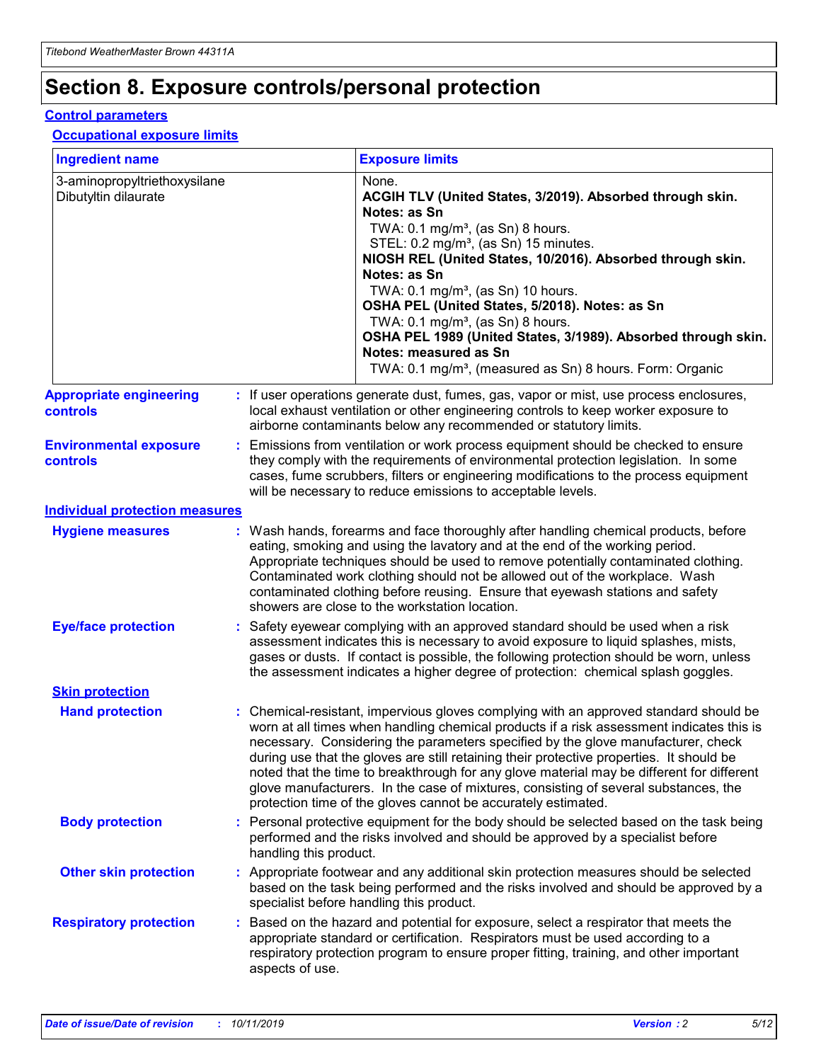# Section 8. Exposure controls/personal protection

## Control parameters

### Occupational exposure limits

| Ingredient name | Exposure limits |
| --- | --- |
| 3-aminopropyltriethoxysilane<br>Dibutyltin dilaurate | None.<br>**ACGIH TLV (United States, 3/2019). Absorbed through skin. Notes: as Sn**<br>TWA: 0.1 mg/m³, (as Sn) 8 hours.<br>STEL: 0.2 mg/m³, (as Sn) 15 minutes.<br>**NIOSH REL (United States, 10/2016). Absorbed through skin. Notes: as Sn**<br>TWA: 0.1 mg/m³, (as Sn) 10 hours.<br>**OSHA PEL (United States, 5/2018). Notes: as Sn**<br>TWA: 0.1 mg/m³, (as Sn) 8 hours.<br>**OSHA PEL 1989 (United States, 3/1989). Absorbed through skin. Notes: measured as Sn**<br>TWA: 0.1 mg/m³, (measured as Sn) 8 hours. Form: Organic |

**Appropriate engineering controls** : If user operations generate dust, fumes, gas, vapor or mist, use process enclosures, local exhaust ventilation or other engineering controls to keep worker exposure to airborne contaminants below any recommended or statutory limits.

**Environmental exposure controls** : Emissions from ventilation or work process equipment should be checked to ensure they comply with the requirements of environmental protection legislation. In some cases, fume scrubbers, filters or engineering modifications to the process equipment will be necessary to reduce emissions to acceptable levels.

## Individual protection measures

**Hygiene measures** : Wash hands, forearms and face thoroughly after handling chemical products, before eating, smoking and using the lavatory and at the end of the working period. Appropriate techniques should be used to remove potentially contaminated clothing. Contaminated work clothing should not be allowed out of the workplace. Wash contaminated clothing before reusing. Ensure that eyewash stations and safety showers are close to the workstation location.

**Eye/face protection** : Safety eyewear complying with an approved standard should be used when a risk assessment indicates this is necessary to avoid exposure to liquid splashes, mists, gases or dusts. If contact is possible, the following protection should be worn, unless the assessment indicates a higher degree of protection: chemical splash goggles.

### Skin protection

**Hand protection** : Chemical-resistant, impervious gloves complying with an approved standard should be worn at all times when handling chemical products if a risk assessment indicates this is necessary. Considering the parameters specified by the glove manufacturer, check during use that the gloves are still retaining their protective properties. It should be noted that the time to breakthrough for any glove material may be different for different glove manufacturers. In the case of mixtures, consisting of several substances, the protection time of the gloves cannot be accurately estimated.

**Body protection** : Personal protective equipment for the body should be selected based on the task being performed and the risks involved and should be approved by a specialist before handling this product.

**Other skin protection** : Appropriate footwear and any additional skin protection measures should be selected based on the task being performed and the risks involved and should be approved by a specialist before handling this product.

**Respiratory protection** : Based on the hazard and potential for exposure, select a respirator that meets the appropriate standard or certification. Respirators must be used according to a respiratory protection program to ensure proper fitting, training, and other important aspects of use.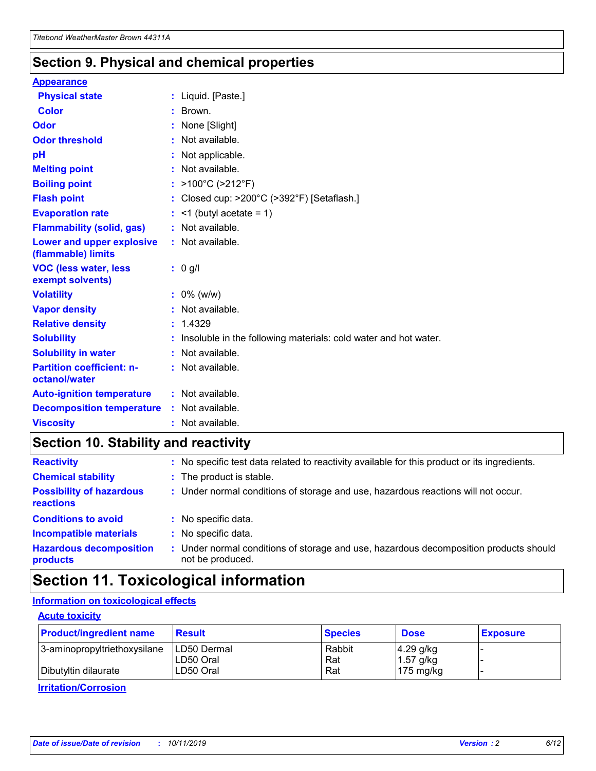## Section 9. Physical and chemical properties

**Appearance**

| | |
|---|---|
| **Physical state** | : Liquid. [Paste.] |
| **Color** | : Brown. |
| **Odor** | : None [Slight] |
| **Odor threshold** | : Not available. |
| **pH** | : Not applicable. |
| **Melting point** | : Not available. |
| **Boiling point** | : >100°C (>212°F) |
| **Flash point** | : Closed cup: >200°C (>392°F) [Setaflash.] |
| **Evaporation rate** | : <1 (butyl acetate = 1) |
| **Flammability (solid, gas)** | : Not available. |
| **Lower and upper explosive (flammable) limits** | : Not available. |
| **VOC (less water, less exempt solvents)** | : 0 g/l |
| **Volatility** | : 0% (w/w) |
| **Vapor density** | : Not available. |
| **Relative density** | : 1.4329 |
| **Solubility** | : Insoluble in the following materials: cold water and hot water. |
| **Solubility in water** | : Not available. |
| **Partition coefficient: n-octanol/water** | : Not available. |
| **Auto-ignition temperature** | : Not available. |
| **Decomposition temperature** | : Not available. |
| **Viscosity** | : Not available. |

## Section 10. Stability and reactivity

| | |
|---|---|
| **Reactivity** | : No specific test data related to reactivity available for this product or its ingredients. |
| **Chemical stability** | : The product is stable. |
| **Possibility of hazardous reactions** | : Under normal conditions of storage and use, hazardous reactions will not occur. |
| **Conditions to avoid** | : No specific data. |
| **Incompatible materials** | : No specific data. |
| **Hazardous decomposition products** | : Under normal conditions of storage and use, hazardous decomposition products should not be produced. |

## Section 11. Toxicological information

**Information on toxicological effects**

**Acute toxicity**

| Product/ingredient name | Result | Species | Dose | Exposure |
|---|---|---|---|---|
| 3-aminopropyltriethoxysilane | LD50 Dermal | Rabbit | 4.29 g/kg | - |
| | LD50 Oral | Rat | 1.57 g/kg | - |
| Dibutyltin dilaurate | LD50 Oral | Rat | 175 mg/kg | - |

**Irritation/Corrosion**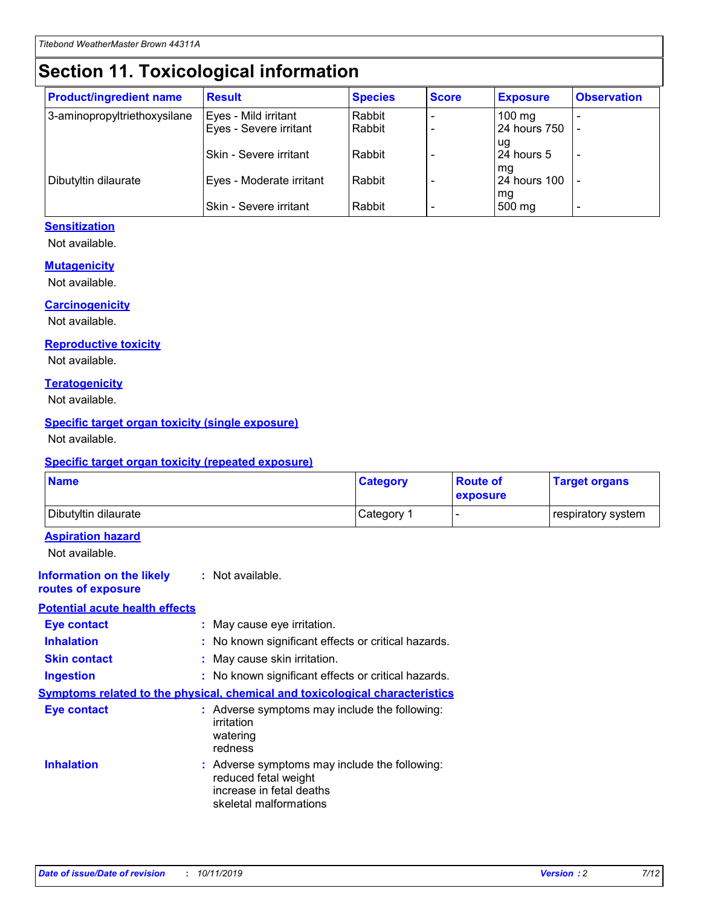# Section 11. Toxicological information

| Product/ingredient name | Result | Species | Score | Exposure | Observation |
| --- | --- | --- | --- | --- | --- |
| 3-aminopropyltriethoxysilane | Eyes - Mild irritant | Rabbit | - | 100 mg | - |
| | Eyes - Severe irritant | Rabbit | - | 24 hours 750 ug | - |
| | Skin - Severe irritant | Rabbit | - | 24 hours 5 mg | - |
| Dibutyltin dilaurate | Eyes - Moderate irritant | Rabbit | - | 24 hours 100 mg | - |
| | Skin - Severe irritant | Rabbit | - | 500 mg | - |

### Sensitization

Not available.

### Mutagenicity

Not available.

### Carcinogenicity

Not available.

### Reproductive toxicity

Not available.

### Teratogenicity

Not available.

### Specific target organ toxicity (single exposure)

Not available.

### Specific target organ toxicity (repeated exposure)

| Name | Category | Route of exposure | Target organs |
| --- | --- | --- | --- |
| Dibutyltin dilaurate | Category 1 | - | respiratory system |

### Aspiration hazard

Not available.

**Information on the likely routes of exposure** : Not available.

### Potential acute health effects

**Eye contact** : May cause eye irritation.

**Inhalation** : No known significant effects or critical hazards.

**Skin contact** : May cause skin irritation.

**Ingestion** : No known significant effects or critical hazards.

### Symptoms related to the physical, chemical and toxicological characteristics

**Eye contact** : Adverse symptoms may include the following:
irritation
watering
redness

**Inhalation** : Adverse symptoms may include the following:
reduced fetal weight
increase in fetal deaths
skeletal malformations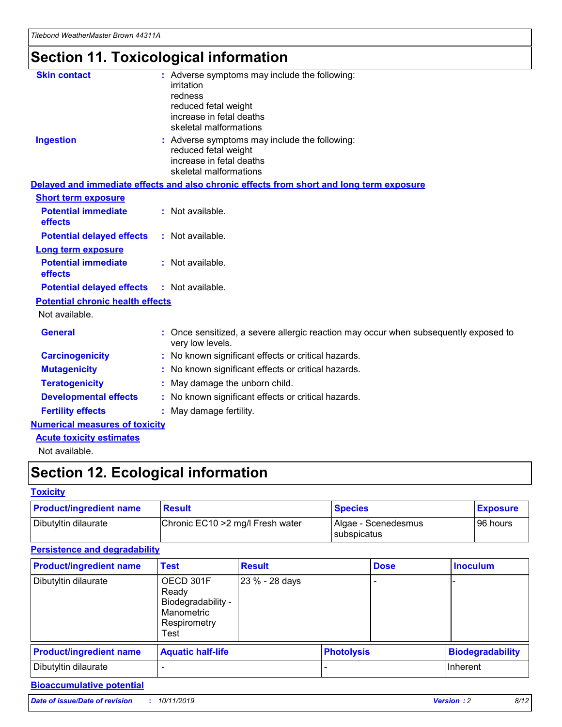# Section 11. Toxicological information

**Skin contact** : Adverse symptoms may include the following:
irritation
redness
reduced fetal weight
increase in fetal deaths
skeletal malformations

**Ingestion** : Adverse symptoms may include the following:
reduced fetal weight
increase in fetal deaths
skeletal malformations

## Delayed and immediate effects and also chronic effects from short and long term exposure

### Short term exposure

**Potential immediate effects** : Not available.

**Potential delayed effects** : Not available.

### Long term exposure

**Potential immediate effects** : Not available.

**Potential delayed effects** : Not available.

### Potential chronic health effects

Not available.

**General** : Once sensitized, a severe allergic reaction may occur when subsequently exposed to very low levels.

**Carcinogenicity** : No known significant effects or critical hazards.

**Mutagenicity** : No known significant effects or critical hazards.

**Teratogenicity** : May damage the unborn child.

**Developmental effects** : No known significant effects or critical hazards.

**Fertility effects** : May damage fertility.

## Numerical measures of toxicity

### Acute toxicity estimates

Not available.

# Section 12. Ecological information

## Toxicity

| Product/ingredient name | Result | Species | Exposure |
|---|---|---|---|
| Dibutyltin dilaurate | Chronic EC10 >2 mg/l Fresh water | Algae - Scenedesmus subspicatus | 96 hours |

## Persistence and degradability

| Product/ingredient name | Test | Result | Dose | Inoculum |
|---|---|---|---|---|
| Dibutyltin dilaurate | OECD 301F Ready Biodegradability - Manometric Respirometry Test | 23 % - 28 days | - | - |

| Product/ingredient name | Aquatic half-life | Photolysis | Biodegradability |
|---|---|---|---|
| Dibutyltin dilaurate | - | - | Inherent |

## Bioaccumulative potential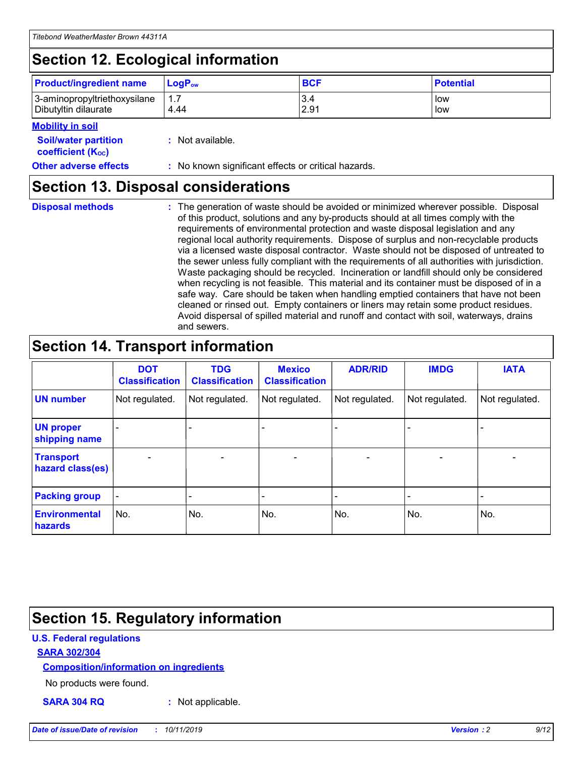## Section 12. Ecological information

| Product/ingredient name | $LogP_{ow}$ | BCF | Potential |
|---|---|---|---|
| 3-aminopropyltriethoxysilane | 1.7 | 3.4 | low |
| Dibutyltin dilaurate | 4.44 | 2.91 | low |

**Mobility in soil**

**Soil/water partition coefficient ($K_{OC}$)** : Not available.

**Other adverse effects** : No known significant effects or critical hazards.

## Section 13. Disposal considerations

**Disposal methods** : The generation of waste should be avoided or minimized wherever possible. Disposal of this product, solutions and any by-products should at all times comply with the requirements of environmental protection and waste disposal legislation and any regional local authority requirements. Dispose of surplus and non-recyclable products via a licensed waste disposal contractor. Waste should not be disposed of untreated to the sewer unless fully compliant with the requirements of all authorities with jurisdiction. Waste packaging should be recycled. Incineration or landfill should only be considered when recycling is not feasible. This material and its container must be disposed of in a safe way. Care should be taken when handling emptied containers that have not been cleaned or rinsed out. Empty containers or liners may retain some product residues. Avoid dispersal of spilled material and runoff and contact with soil, waterways, drains and sewers.

## Section 14. Transport information

| | DOT Classification | TDG Classification | Mexico Classification | ADR/RID | IMDG | IATA |
|---|---|---|---|---|---|---|
| UN number | Not regulated. | Not regulated. | Not regulated. | Not regulated. | Not regulated. | Not regulated. |
| UN proper shipping name | - | - | - | - | - | - |
| Transport hazard class(es) | - | - | - | - | - | - |
| Packing group | - | - | - | - | - | - |
| Environmental hazards | No. | No. | No. | No. | No. | No. |

## Section 15. Regulatory information

**U.S. Federal regulations**

**SARA 302/304**

**Composition/information on ingredients**

No products were found.

**SARA 304 RQ** : Not applicable.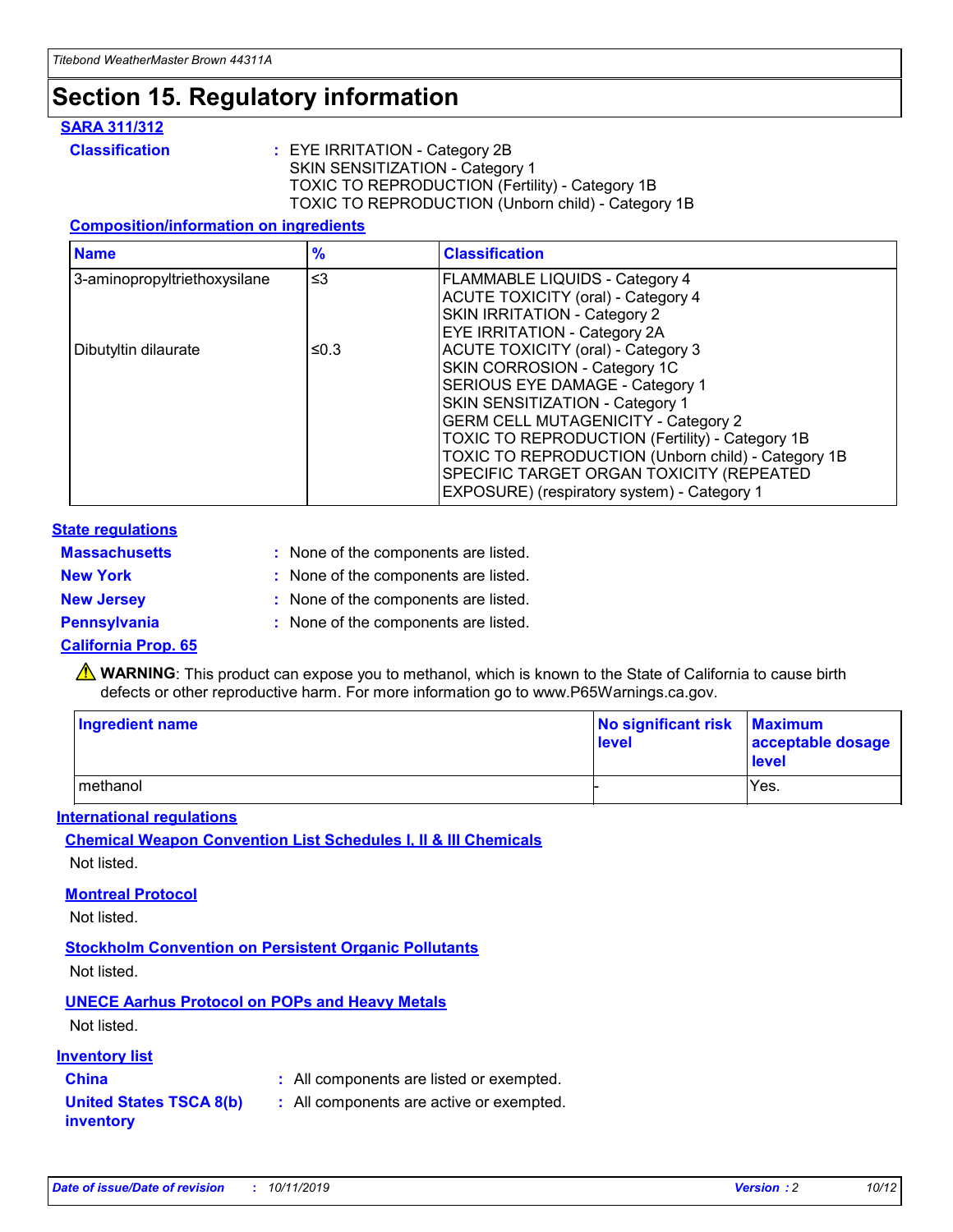# Section 15. Regulatory information

## SARA 311/312

**Classification** : EYE IRRITATION - Category 2B
SKIN SENSITIZATION - Category 1
TOXIC TO REPRODUCTION (Fertility) - Category 1B
TOXIC TO REPRODUCTION (Unborn child) - Category 1B

### Composition/information on ingredients

| Name | % | Classification |
|---|---|---|
| 3-aminopropyltriethoxysilane | ≤3 | FLAMMABLE LIQUIDS - Category 4<br>ACUTE TOXICITY (oral) - Category 4<br>SKIN IRRITATION - Category 2<br>EYE IRRITATION - Category 2A |
| Dibutyltin dilaurate | ≤0.3 | ACUTE TOXICITY (oral) - Category 3<br>SKIN CORROSION - Category 1C<br>SERIOUS EYE DAMAGE - Category 1<br>SKIN SENSITIZATION - Category 1<br>GERM CELL MUTAGENICITY - Category 2<br>TOXIC TO REPRODUCTION (Fertility) - Category 1B<br>TOXIC TO REPRODUCTION (Unborn child) - Category 1B<br>SPECIFIC TARGET ORGAN TOXICITY (REPEATED EXPOSURE) (respiratory system) - Category 1 |

## State regulations

**Massachusetts** : None of the components are listed.

**New York** : None of the components are listed.

**New Jersey** : None of the components are listed.

**Pennsylvania** : None of the components are listed.

## California Prop. 65

⚠ **WARNING**: This product can expose you to methanol, which is known to the State of California to cause birth defects or other reproductive harm. For more information go to www.P65Warnings.ca.gov.

| Ingredient name | No significant risk level | Maximum acceptable dosage level |
|---|---|---|
| methanol | - | Yes. |

## International regulations

### Chemical Weapon Convention List Schedules I, II & III Chemicals

Not listed.

### Montreal Protocol

Not listed.

### Stockholm Convention on Persistent Organic Pollutants

Not listed.

### UNECE Aarhus Protocol on POPs and Heavy Metals

Not listed.

## Inventory list

**China** : All components are listed or exempted.

**United States TSCA 8(b) inventory** : All components are active or exempted.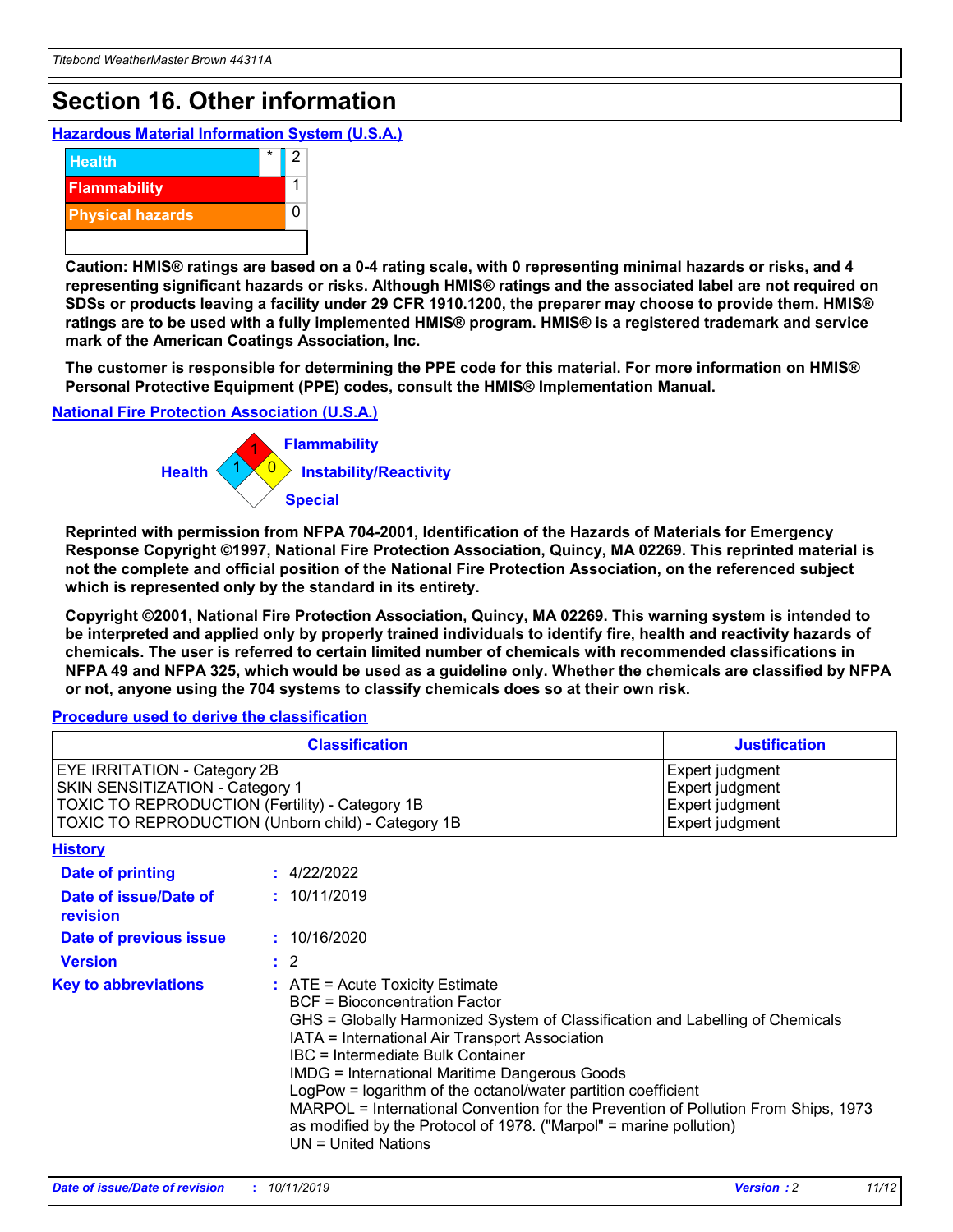# Section 16. Other information

## Hazardous Material Information System (U.S.A.)

| | | |
|---|---|---|
| Health | * | 2 |
| Flammability | | 1 |
| Physical hazards | | 0 |

**Caution: HMIS® ratings are based on a 0-4 rating scale, with 0 representing minimal hazards or risks, and 4 representing significant hazards or risks. Although HMIS® ratings and the associated label are not required on SDSs or products leaving a facility under 29 CFR 1910.1200, the preparer may choose to provide them. HMIS® ratings are to be used with a fully implemented HMIS® program. HMIS® is a registered trademark and service mark of the American Coatings Association, Inc.**

**The customer is responsible for determining the PPE code for this material. For more information on HMIS® Personal Protective Equipment (PPE) codes, consult the HMIS® Implementation Manual.**

## National Fire Protection Association (U.S.A.)

Health: 1
Flammability: 1
Instability/Reactivity: 0
Special:

**Reprinted with permission from NFPA 704-2001, Identification of the Hazards of Materials for Emergency Response Copyright ©1997, National Fire Protection Association, Quincy, MA 02269. This reprinted material is not the complete and official position of the National Fire Protection Association, on the referenced subject which is represented only by the standard in its entirety.**

**Copyright ©2001, National Fire Protection Association, Quincy, MA 02269. This warning system is intended to be interpreted and applied only by properly trained individuals to identify fire, health and reactivity hazards of chemicals. The user is referred to certain limited number of chemicals with recommended classifications in NFPA 49 and NFPA 325, which would be used as a guideline only. Whether the chemicals are classified by NFPA or not, anyone using the 704 systems to classify chemicals does so at their own risk.**

## Procedure used to derive the classification

| Classification | Justification |
|---|---|
| EYE IRRITATION - Category 2B | Expert judgment |
| SKIN SENSITIZATION - Category 1 | Expert judgment |
| TOXIC TO REPRODUCTION (Fertility) - Category 1B | Expert judgment |
| TOXIC TO REPRODUCTION (Unborn child) - Category 1B | Expert judgment |

## History

**Date of printing** : 4/22/2022

**Date of issue/Date of revision** : 10/11/2019

**Date of previous issue** : 10/16/2020

**Version** : 2

**Key to abbreviations** :
ATE = Acute Toxicity Estimate
BCF = Bioconcentration Factor
GHS = Globally Harmonized System of Classification and Labelling of Chemicals
IATA = International Air Transport Association
IBC = Intermediate Bulk Container
IMDG = International Maritime Dangerous Goods
LogPow = logarithm of the octanol/water partition coefficient
MARPOL = International Convention for the Prevention of Pollution From Ships, 1973 as modified by the Protocol of 1978. ("Marpol" = marine pollution)
UN = United Nations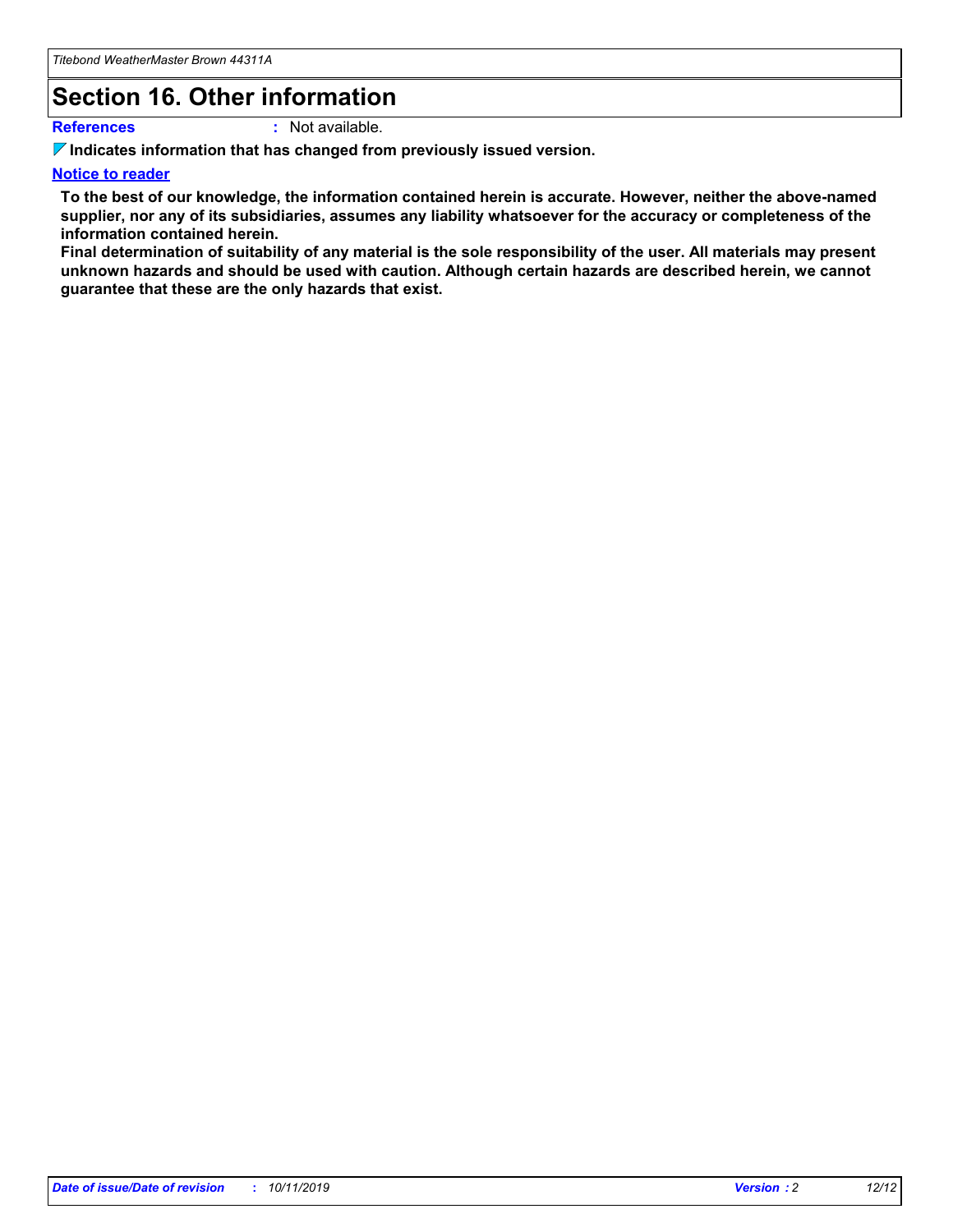# Section 16. Other information

**References** : Not available.

**Indicates information that has changed from previously issued version.**

**Notice to reader**

**To the best of our knowledge, the information contained herein is accurate. However, neither the above-named supplier, nor any of its subsidiaries, assumes any liability whatsoever for the accuracy or completeness of the information contained herein.**

**Final determination of suitability of any material is the sole responsibility of the user. All materials may present unknown hazards and should be used with caution. Although certain hazards are described herein, we cannot guarantee that these are the only hazards that exist.**